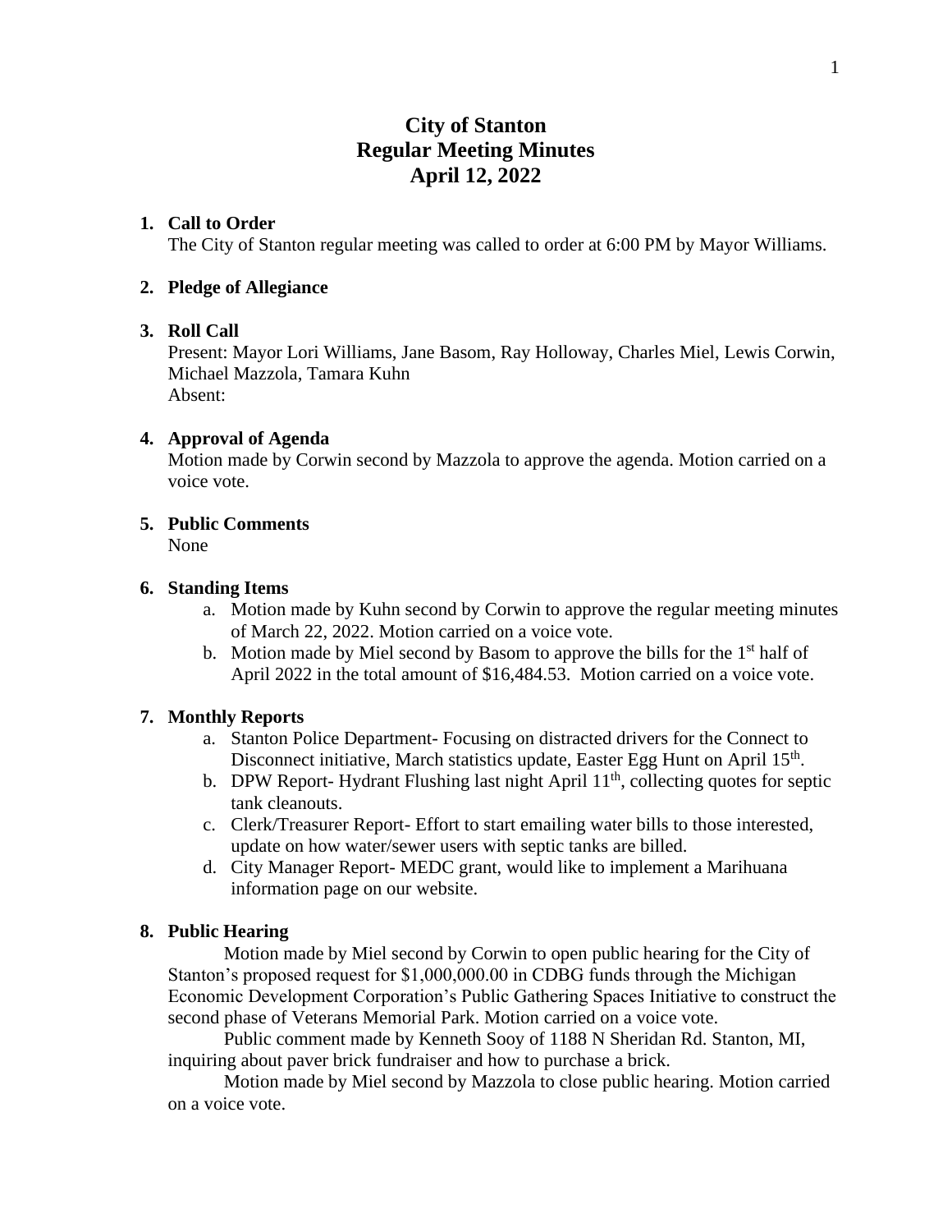# City of Stanton
# Regular Meeting Minutes
# April 12, 2022

1. **Call to Order**
   The City of Stanton regular meeting was called to order at 6:00 PM by Mayor Williams.

2. **Pledge of Allegiance**

3. **Roll Call**
   Present: Mayor Lori Williams, Jane Basom, Ray Holloway, Charles Miel, Lewis Corwin, Michael Mazzola, Tamara Kuhn
   Absent:

4. **Approval of Agenda**
   Motion made by Corwin second by Mazzola to approve the agenda. Motion carried on a voice vote.

5. **Public Comments**
   None

6. **Standing Items**
   a. Motion made by Kuhn second by Corwin to approve the regular meeting minutes of March 22, 2022. Motion carried on a voice vote.
   b. Motion made by Miel second by Basom to approve the bills for the 1st half of April 2022 in the total amount of $16,484.53. Motion carried on a voice vote.

7. **Monthly Reports**
   a. Stanton Police Department- Focusing on distracted drivers for the Connect to Disconnect initiative, March statistics update, Easter Egg Hunt on April 15th.
   b. DPW Report- Hydrant Flushing last night April 11th, collecting quotes for septic tank cleanouts.
   c. Clerk/Treasurer Report- Effort to start emailing water bills to those interested, update on how water/sewer users with septic tanks are billed.
   d. City Manager Report- MEDC grant, would like to implement a Marihuana information page on our website.

8. **Public Hearing**

   Motion made by Miel second by Corwin to open public hearing for the City of Stanton's proposed request for $1,000,000.00 in CDBG funds through the Michigan Economic Development Corporation's Public Gathering Spaces Initiative to construct the second phase of Veterans Memorial Park. Motion carried on a voice vote.

   Public comment made by Kenneth Sooy of 1188 N Sheridan Rd. Stanton, MI, inquiring about paver brick fundraiser and how to purchase a brick.

   Motion made by Miel second by Mazzola to close public hearing. Motion carried on a voice vote.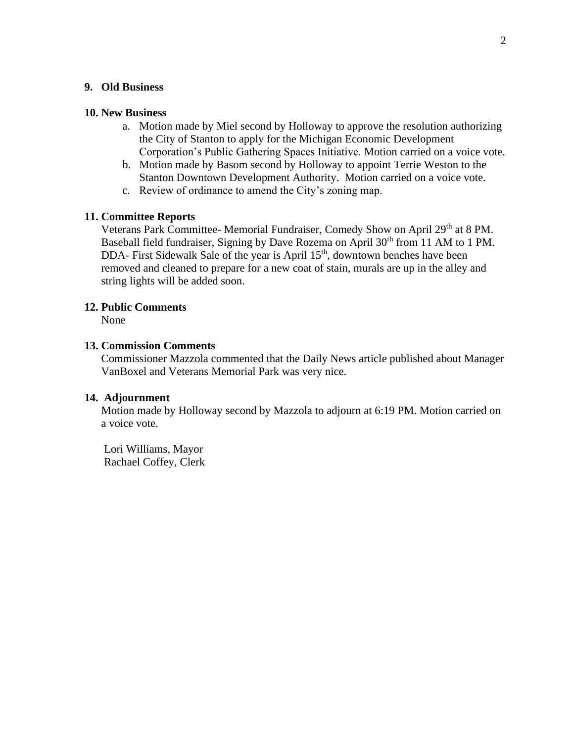**9. Old Business**

**10. New Business**

a. Motion made by Miel second by Holloway to approve the resolution authorizing the City of Stanton to apply for the Michigan Economic Development Corporation's Public Gathering Spaces Initiative. Motion carried on a voice vote.
b. Motion made by Basom second by Holloway to appoint Terrie Weston to the Stanton Downtown Development Authority. Motion carried on a voice vote.
c. Review of ordinance to amend the City's zoning map.

**11. Committee Reports**

Veterans Park Committee- Memorial Fundraiser, Comedy Show on April 29th at 8 PM. Baseball field fundraiser, Signing by Dave Rozema on April 30th from 11 AM to 1 PM. DDA- First Sidewalk Sale of the year is April 15th, downtown benches have been removed and cleaned to prepare for a new coat of stain, murals are up in the alley and string lights will be added soon.

**12. Public Comments**

None

**13. Commission Comments**

Commissioner Mazzola commented that the Daily News article published about Manager VanBoxel and Veterans Memorial Park was very nice.

**14. Adjournment**

Motion made by Holloway second by Mazzola to adjourn at 6:19 PM. Motion carried on a voice vote.

Lori Williams, Mayor
Rachael Coffey, Clerk